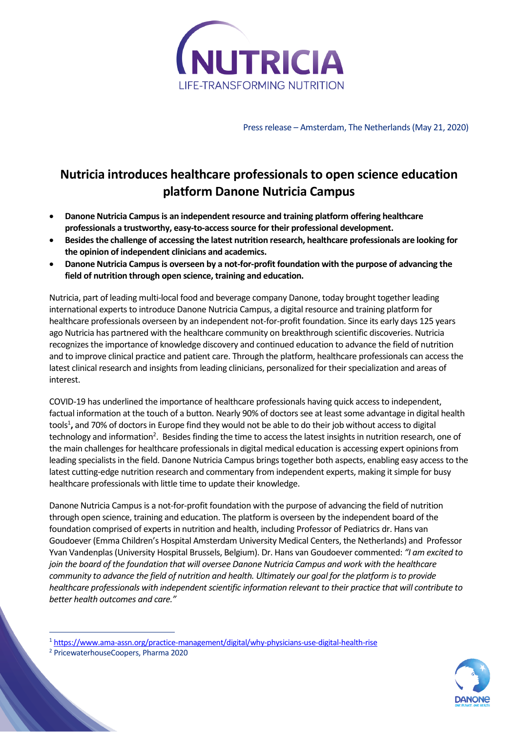Press release – Amsterdam, The Netherlands (May 21, 2020)

# Nutricia introduces healthcare professionals to open science education platform Danone Nutricia Campus

- **Danone Nutricia Campus is an independent resource and training platform offering healthcare professionals a trustworthy, easy-to-access source for their professional development.**
- **Besides the challenge of accessing the latest nutrition research, healthcare professionals are looking for the opinion of independent clinicians and academics.**
- **Danone Nutricia Campus is overseen by a not-for-profit foundation with the purpose of advancing the field of nutrition through open science, training and education.**

Nutricia, part of leading multi-local food and beverage company Danone, today brought together leading international experts to introduce Danone Nutricia Campus, a digital resource and training platform for healthcare professionals overseen by an independent not-for-profit foundation. Since its early days 125 years ago Nutricia has partnered with the healthcare community on breakthrough scientific discoveries. Nutricia recognizes the importance of knowledge discovery and continued education to advance the field of nutrition and to improve clinical practice and patient care. Through the platform, healthcare professionals can access the latest clinical research and insights from leading clinicians, personalized for their specialization and areas of interest.

COVID-19 has underlined the importance of healthcare professionals having quick access to independent, factual information at the touch of a button. Nearly 90% of doctors see at least some advantage in digital health tools[1], and 70% of doctors in Europe find they would not be able to do their job without access to digital technology and information[2]. Besides finding the time to access the latest insights in nutrition research, one of the main challenges for healthcare professionals in digital medical education is accessing expert opinions from leading specialists in the field. Danone Nutricia Campus brings together both aspects, enabling easy access to the latest cutting-edge nutrition research and commentary from independent experts, making it simple for busy healthcare professionals with little time to update their knowledge.

Danone Nutricia Campus is a not-for-profit foundation with the purpose of advancing the field of nutrition through open science, training and education. The platform is overseen by the independent board of the foundation comprised of experts in nutrition and health, including Professor of Pediatrics dr. Hans van Goudoever (Emma Children's Hospital Amsterdam University Medical Centers, the Netherlands) and Professor Yvan Vandenplas (University Hospital Brussels, Belgium). Dr. Hans van Goudoever commented: *"I am excited to join the board of the foundation that will oversee Danone Nutricia Campus and work with the healthcare community to advance the field of nutrition and health. Ultimately our goal for the platform is to provide healthcare professionals with independent scientific information relevant to their practice that will contribute to better health outcomes and care."*

---

[1] https://www.ama-assn.org/practice-management/digital/why-physicians-use-digital-health-rise

[2] PricewaterhouseCoopers, Pharma 2020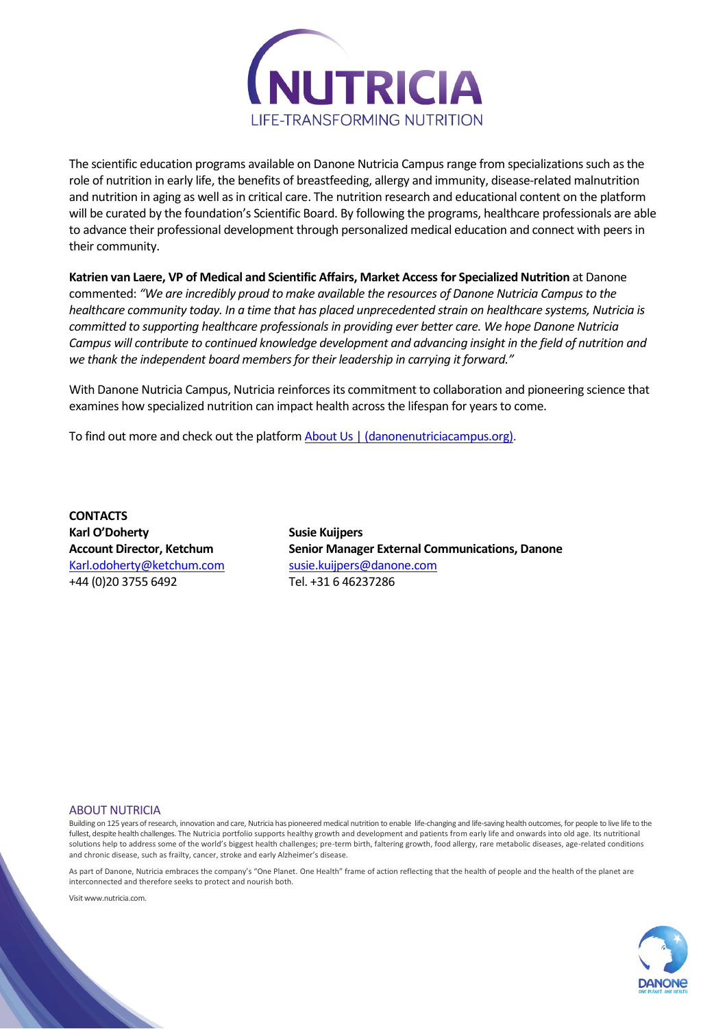The scientific education programs available on Danone Nutricia Campus range from specializations such as the role of nutrition in early life, the benefits of breastfeeding, allergy and immunity, disease-related malnutrition and nutrition in aging as well as in critical care. The nutrition research and educational content on the platform will be curated by the foundation's Scientific Board. By following the programs, healthcare professionals are able to advance their professional development through personalized medical education and connect with peers in their community.

**Katrien van Laere, VP of Medical and Scientific Affairs, Market Access for Specialized Nutrition** at Danone commented: *"We are incredibly proud to make available the resources of Danone Nutricia Campus to the healthcare community today. In a time that has placed unprecedented strain on healthcare systems, Nutricia is committed to supporting healthcare professionals in providing ever better care. We hope Danone Nutricia Campus will contribute to continued knowledge development and advancing insight in the field of nutrition and we thank the independent board members for their leadership in carrying it forward."*

With Danone Nutricia Campus, Nutricia reinforces its commitment to collaboration and pioneering science that examines how specialized nutrition can impact health across the lifespan for years to come.

To find out more and check out the platform [About Us | (danonenutriciacampus.org)](danonenutriciacampus.org).

**CONTACTS**

**Karl O'Doherty**
**Account Director, Ketchum**
[Karl.odoherty@ketchum.com](mailto:Karl.odoherty@ketchum.com)
+44 (0)20 3755 6492

**Susie Kuijpers**
**Senior Manager External Communications, Danone**
[susie.kuijpers@danone.com](mailto:susie.kuijpers@danone.com)
Tel. +31 6 46237286

## ABOUT NUTRICIA

Building on 125 years of research, innovation and care, Nutricia has pioneered medical nutrition to enable life-changing and life-saving health outcomes, for people to live life to the fullest, despite health challenges. The Nutricia portfolio supports healthy growth and development and patients from early life and onwards into old age. Its nutritional solutions help to address some of the world's biggest health challenges; pre-term birth, faltering growth, food allergy, rare metabolic diseases, age-related conditions and chronic disease, such as frailty, cancer, stroke and early Alzheimer's disease.

As part of Danone, Nutricia embraces the company's "One Planet. One Health" frame of action reflecting that the health of people and the health of the planet are interconnected and therefore seeks to protect and nourish both.

Visit www.nutricia.com.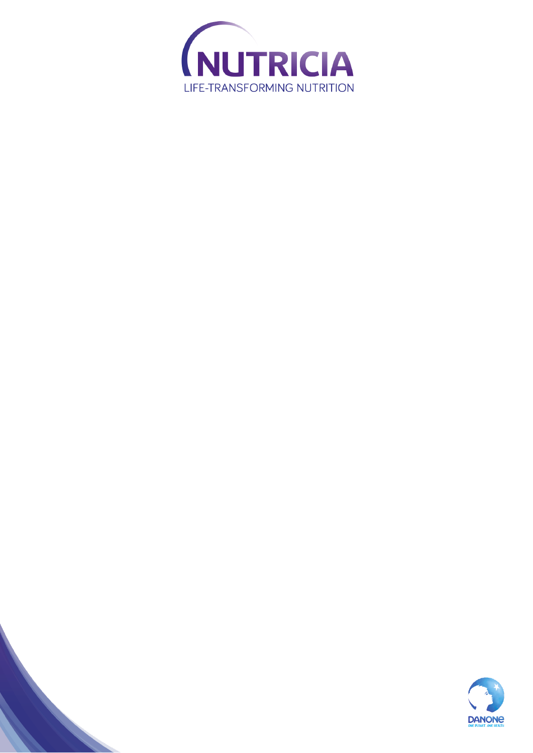NUTRICIA

LIFE-TRANSFORMING NUTRITION

DANONE

ONE PLANET. ONE HEALTH